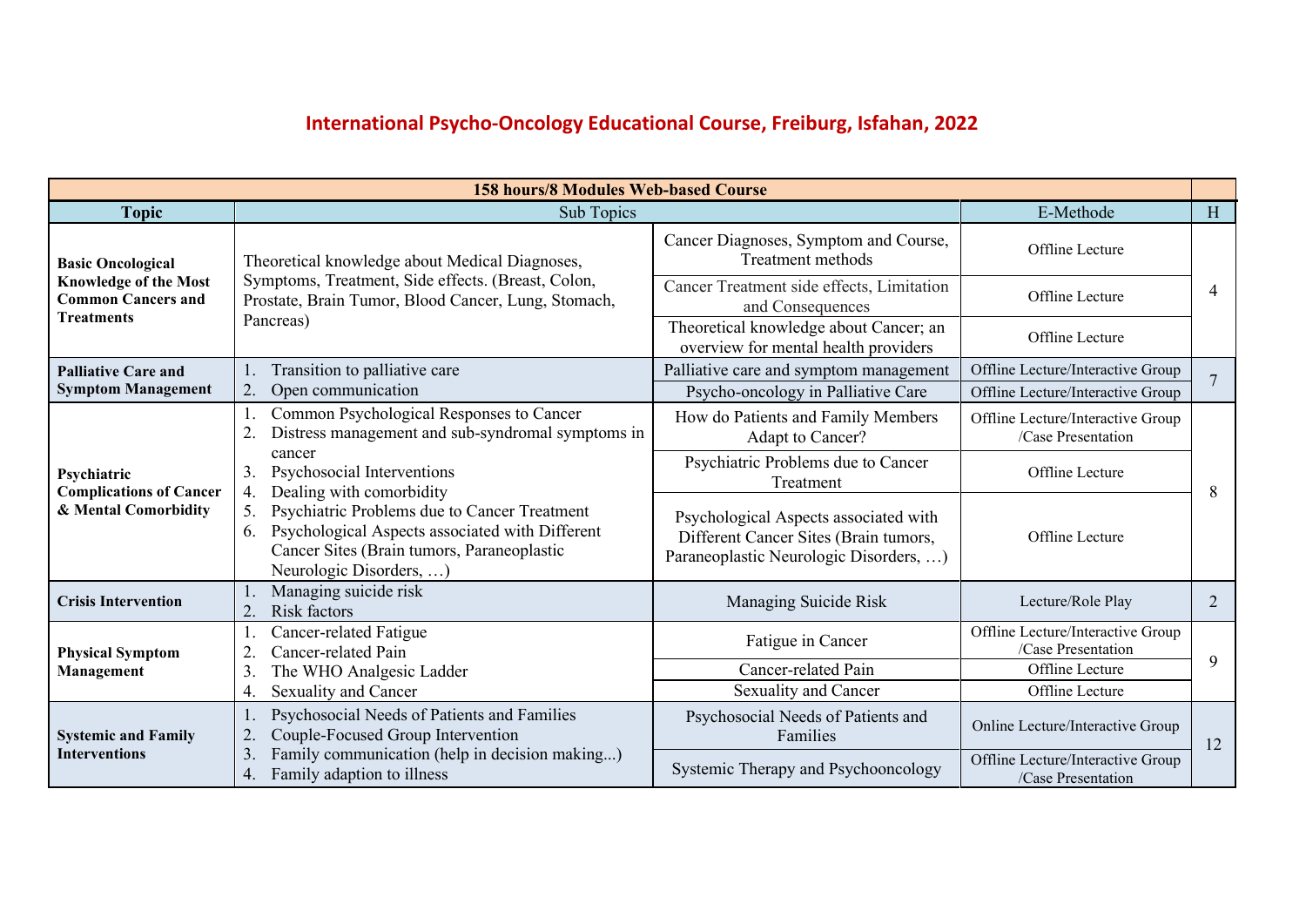# International Psycho-Oncology Educational Course, Freiburg, Isfahan, 2022

| 158 hours/8 Modules Web-based Course | | | | |
|---|---|---|---|---|
| **Topic** | Sub Topics | | E-Methode | H |
| **Basic Oncological Knowledge of the Most Common Cancers and Treatments** | Theoretical knowledge about Medical Diagnoses, Symptoms, Treatment, Side effects. (Breast, Colon, Prostate, Brain Tumor, Blood Cancer, Lung, Stomach, Pancreas) | Cancer Diagnoses, Symptom and Course, Treatment methods | Offline Lecture | 4 |
| | | Cancer Treatment side effects, Limitation and Consequences | Offline Lecture | |
| | | Theoretical knowledge about Cancer; an overview for mental health providers | Offline Lecture | |
| **Palliative Care and Symptom Management** | 1. Transition to palliative care<br>2. Open communication | Palliative care and symptom management | Offline Lecture/Interactive Group | 7 |
| | | Psycho-oncology in Palliative Care | Offline Lecture/Interactive Group | |
| **Psychiatric Complications of Cancer & Mental Comorbidity** | 1. Common Psychological Responses to Cancer<br>2. Distress management and sub-syndromal symptoms in cancer<br>3. Psychosocial Interventions<br>4. Dealing with comorbidity<br>5. Psychiatric Problems due to Cancer Treatment<br>6. Psychological Aspects associated with Different Cancer Sites (Brain tumors, Paraneoplastic Neurologic Disorders, …) | How do Patients and Family Members Adapt to Cancer? | Offline Lecture/Interactive Group /Case Presentation | 8 |
| | | Psychiatric Problems due to Cancer Treatment | Offline Lecture | |
| | | Psychological Aspects associated with Different Cancer Sites (Brain tumors, Paraneoplastic Neurologic Disorders, …) | Offline Lecture | |
| **Crisis Intervention** | 1. Managing suicide risk<br>2. Risk factors | Managing Suicide Risk | Lecture/Role Play | 2 |
| **Physical Symptom Management** | 1. Cancer-related Fatigue<br>2. Cancer-related Pain<br>3. The WHO Analgesic Ladder<br>4. Sexuality and Cancer | Fatigue in Cancer | Offline Lecture/Interactive Group /Case Presentation | 9 |
| | | Cancer-related Pain | Offline Lecture | |
| | | Sexuality and Cancer | Offline Lecture | |
| **Systemic and Family Interventions** | 1. Psychosocial Needs of Patients and Families<br>2. Couple-Focused Group Intervention<br>3. Family communication (help in decision making...)<br>4. Family adaption to illness | Psychosocial Needs of Patients and Families | Online Lecture/Interactive Group | 12 |
| | | Systemic Therapy and Psychooncology | Offline Lecture/Interactive Group /Case Presentation | |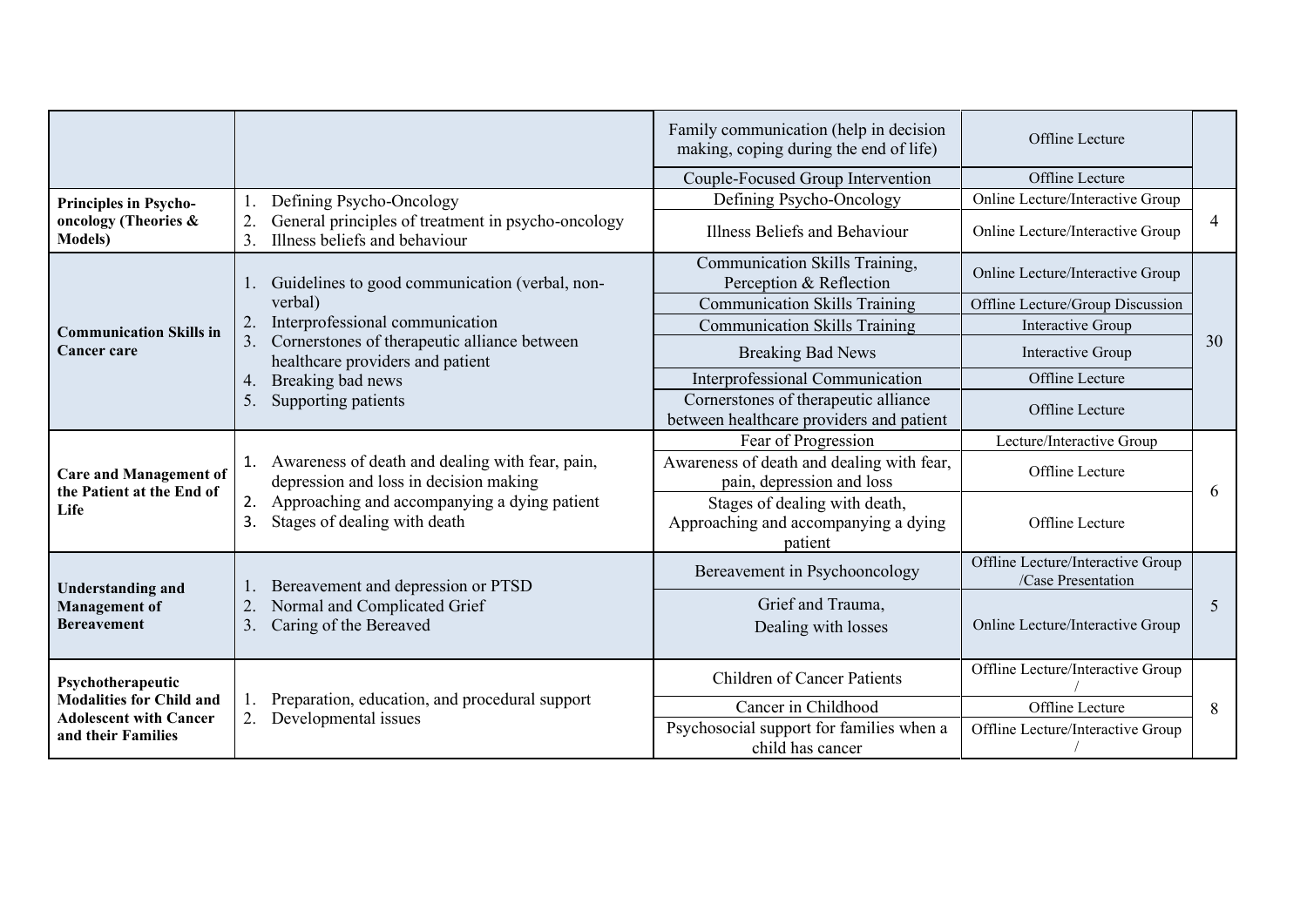| | | | | |
|---|---|---|---|---|
| | | Family communication (help in decision making, coping during the end of life) | Offline Lecture | |
| | | Couple-Focused Group Intervention | Offline Lecture | |
| **Principles in Psycho-oncology (Theories & Models)** | 1. Defining Psycho-Oncology<br>2. General principles of treatment in psycho-oncology<br>3. Illness beliefs and behaviour | Defining Psycho-Oncology | Online Lecture/Interactive Group | 4 |
| | | Illness Beliefs and Behaviour | Online Lecture/Interactive Group | |
| **Communication Skills in Cancer care** | 1. Guidelines to good communication (verbal, non-verbal)<br>2. Interprofessional communication<br>3. Cornerstones of therapeutic alliance between healthcare providers and patient<br>4. Breaking bad news<br>5. Supporting patients | Communication Skills Training, Perception & Reflection | Online Lecture/Interactive Group | 30 |
| | | Communication Skills Training | Offline Lecture/Group Discussion | |
| | | Communication Skills Training | Interactive Group | |
| | | Breaking Bad News | Interactive Group | |
| | | Interprofessional Communication | Offline Lecture | |
| | | Cornerstones of therapeutic alliance between healthcare providers and patient | Offline Lecture | |
| **Care and Management of the Patient at the End of Life** | 1. Awareness of death and dealing with fear, pain, depression and loss in decision making<br>2. Approaching and accompanying a dying patient<br>3. Stages of dealing with death | Fear of Progression | Lecture/Interactive Group | 6 |
| | | Awareness of death and dealing with fear, pain, depression and loss | Offline Lecture | |
| | | Stages of dealing with death, Approaching and accompanying a dying patient | Offline Lecture | |
| **Understanding and Management of Bereavement** | 1. Bereavement and depression or PTSD<br>2. Normal and Complicated Grief<br>3. Caring of the Bereaved | Bereavement in Psychooncology | Offline Lecture/Interactive Group /Case Presentation | 5 |
| | | Grief and Trauma, Dealing with losses | Online Lecture/Interactive Group | |
| **Psychotherapeutic Modalities for Child and Adolescent with Cancer and their Families** | 1. Preparation, education, and procedural support<br>2. Developmental issues | Children of Cancer Patients | Offline Lecture/Interactive Group / | 8 |
| | | Cancer in Childhood | Offline Lecture | |
| | | Psychosocial support for families when a child has cancer | Offline Lecture/Interactive Group / | |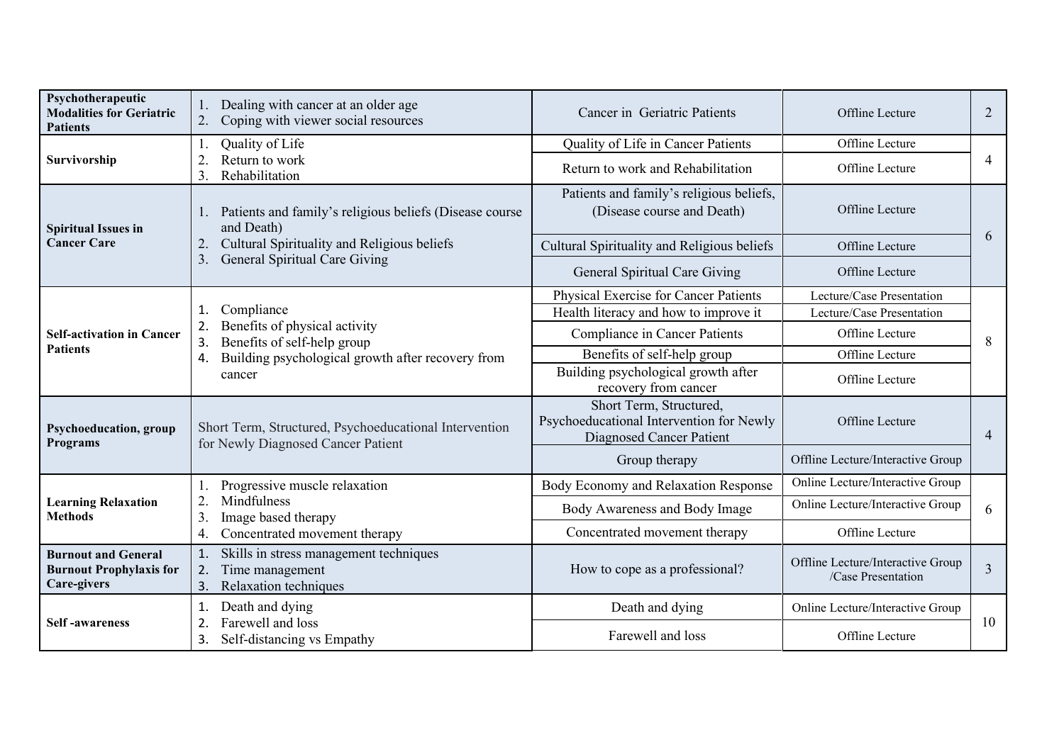| Psychotherapeutic Modalities for Geriatric Patients | 1. Dealing with cancer at an older age<br>2. Coping with viewer social resources | Cancer in Geriatric Patients | Offline Lecture | 2 |
|---|---|---|---|---|
| Survivorship | 1. Quality of Life<br>2. Return to work<br>3. Rehabilitation | Quality of Life in Cancer Patients | Offline Lecture | 4 |
| | | Return to work and Rehabilitation | Offline Lecture | |
| Spiritual Issues in Cancer Care | 1. Patients and family's religious beliefs (Disease course and Death)<br>2. Cultural Spirituality and Religious beliefs<br>3. General Spiritual Care Giving | Patients and family's religious beliefs, (Disease course and Death) | Offline Lecture | 6 |
| | | Cultural Spirituality and Religious beliefs | Offline Lecture | |
| | | General Spiritual Care Giving | Offline Lecture | |
| Self-activation in Cancer Patients | 1. Compliance<br>2. Benefits of physical activity<br>3. Benefits of self-help group<br>4. Building psychological growth after recovery from cancer | Physical Exercise for Cancer Patients | Lecture/Case Presentation | 8 |
| | | Health literacy and how to improve it | Lecture/Case Presentation | |
| | | Compliance in Cancer Patients | Offline Lecture | |
| | | Benefits of self-help group | Offline Lecture | |
| | | Building psychological growth after recovery from cancer | Offline Lecture | |
| Psychoeducation, group Programs | Short Term, Structured, Psychoeducational Intervention for Newly Diagnosed Cancer Patient | Short Term, Structured, Psychoeducational Intervention for Newly Diagnosed Cancer Patient | Offline Lecture | 4 |
| | | Group therapy | Offline Lecture/Interactive Group | |
| Learning Relaxation Methods | 1. Progressive muscle relaxation<br>2. Mindfulness<br>3. Image based therapy<br>4. Concentrated movement therapy | Body Economy and Relaxation Response | Online Lecture/Interactive Group | 6 |
| | | Body Awareness and Body Image | Online Lecture/Interactive Group | |
| | | Concentrated movement therapy | Offline Lecture | |
| Burnout and General Burnout Prophylaxis for Care-givers | 1. Skills in stress management techniques<br>2. Time management<br>3. Relaxation techniques | How to cope as a professional? | Offline Lecture/Interactive Group /Case Presentation | 3 |
| Self -awareness | 1. Death and dying<br>2. Farewell and loss<br>3. Self-distancing vs Empathy | Death and dying | Online Lecture/Interactive Group | 10 |
| | | Farewell and loss | Offline Lecture | |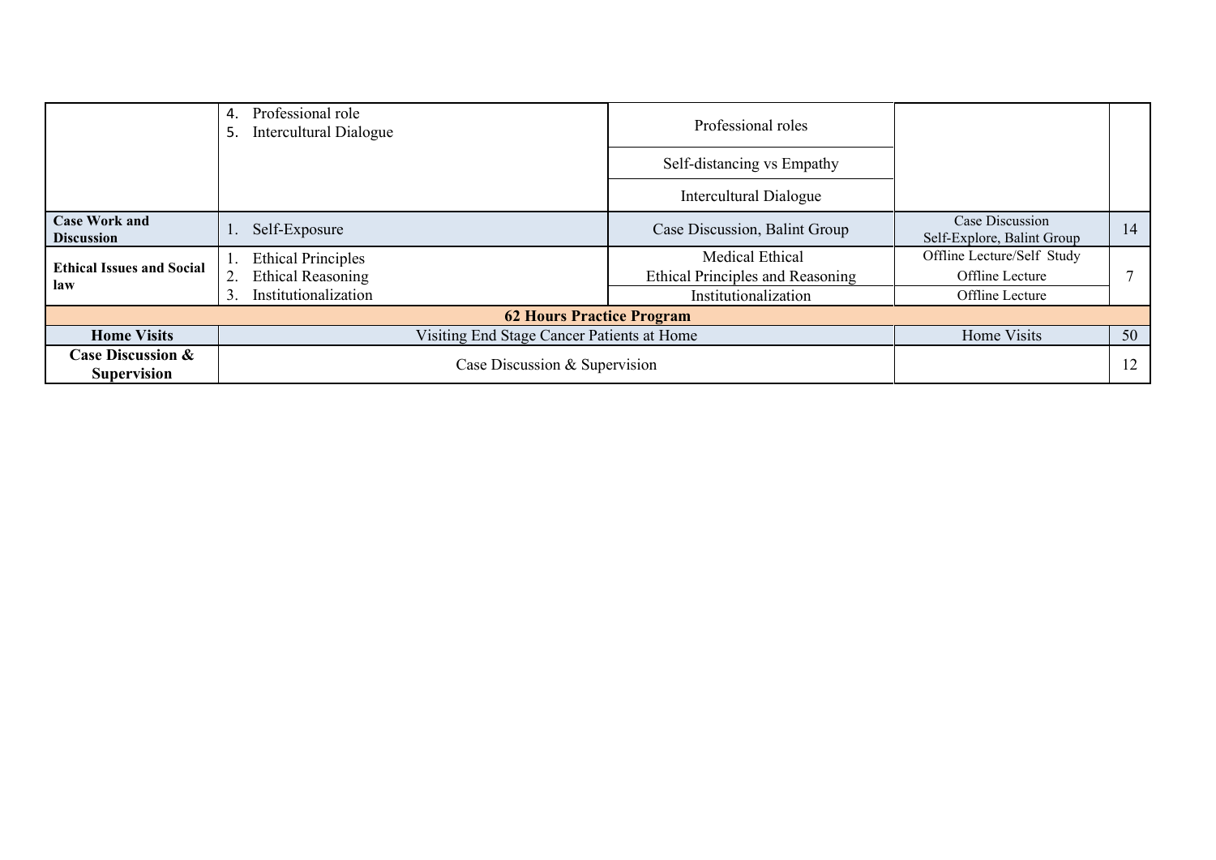| | | | | |
|---|---|---|---|---|
| | 4. Professional role<br>5. Intercultural Dialogue | Professional roles<br>Self-distancing vs Empathy<br>Intercultural Dialogue | | |
| **Case Work and Discussion** | 1. Self-Exposure | Case Discussion, Balint Group | Case Discussion<br>Self-Explore, Balint Group | 14 |
| **Ethical Issues and Social law** | 1. Ethical Principles<br>2. Ethical Reasoning<br>3. Institutionalization | Medical Ethical<br>Ethical Principles and Reasoning<br>Institutionalization | Offline Lecture/Self Study<br>Offline Lecture<br>Offline Lecture | 7 |
| **62 Hours Practice Program** | | | | |
| **Home Visits** | Visiting End Stage Cancer Patients at Home | | Home Visits | 50 |
| **Case Discussion & Supervision** | Case Discussion & Supervision | | | 12 |